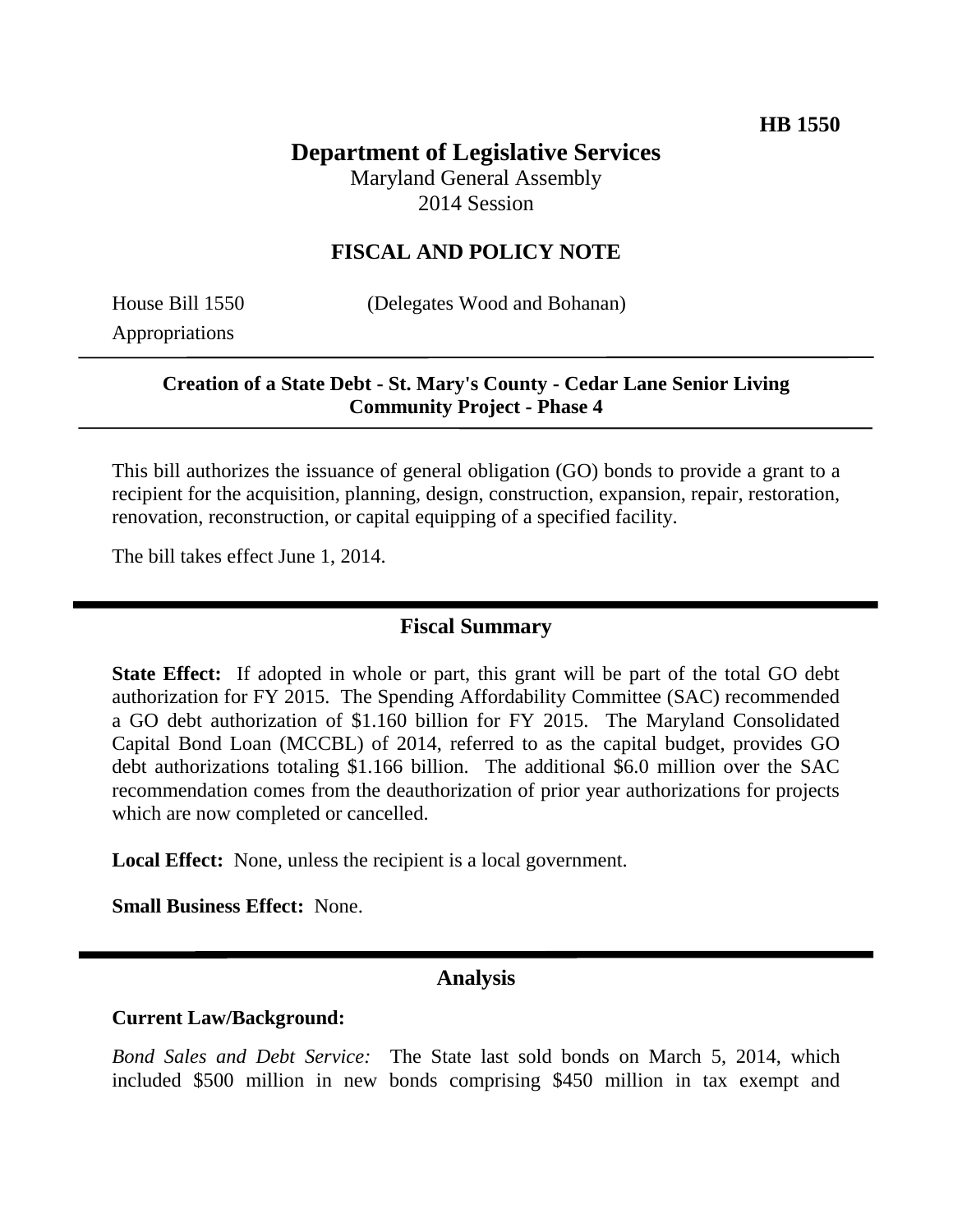HB 1550

# Department of Legislative Services

Maryland General Assembly
2014 Session

## FISCAL AND POLICY NOTE

House Bill 1550 (Delegates Wood and Bohanan)
Appropriations

**Creation of a State Debt - St. Mary's County - Cedar Lane Senior Living Community Project - Phase 4**

This bill authorizes the issuance of general obligation (GO) bonds to provide a grant to a recipient for the acquisition, planning, design, construction, expansion, repair, restoration, renovation, reconstruction, or capital equipping of a specified facility.

The bill takes effect June 1, 2014.

## Fiscal Summary

**State Effect:** If adopted in whole or part, this grant will be part of the total GO debt authorization for FY 2015. The Spending Affordability Committee (SAC) recommended a GO debt authorization of $1.160 billion for FY 2015. The Maryland Consolidated Capital Bond Loan (MCCBL) of 2014, referred to as the capital budget, provides GO debt authorizations totaling $1.166 billion. The additional $6.0 million over the SAC recommendation comes from the deauthorization of prior year authorizations for projects which are now completed or cancelled.

**Local Effect:** None, unless the recipient is a local government.

**Small Business Effect:** None.

## Analysis

**Current Law/Background:**

*Bond Sales and Debt Service:* The State last sold bonds on March 5, 2014, which included $500 million in new bonds comprising $450 million in tax exempt and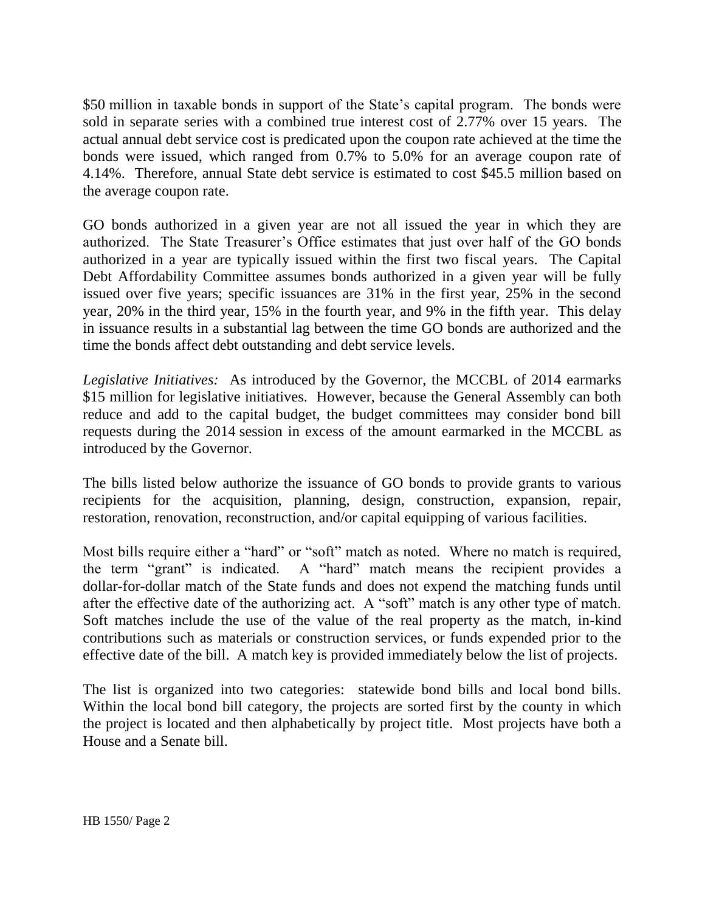$50 million in taxable bonds in support of the State's capital program. The bonds were sold in separate series with a combined true interest cost of 2.77% over 15 years. The actual annual debt service cost is predicated upon the coupon rate achieved at the time the bonds were issued, which ranged from 0.7% to 5.0% for an average coupon rate of 4.14%. Therefore, annual State debt service is estimated to cost $45.5 million based on the average coupon rate.

GO bonds authorized in a given year are not all issued the year in which they are authorized. The State Treasurer's Office estimates that just over half of the GO bonds authorized in a year are typically issued within the first two fiscal years. The Capital Debt Affordability Committee assumes bonds authorized in a given year will be fully issued over five years; specific issuances are 31% in the first year, 25% in the second year, 20% in the third year, 15% in the fourth year, and 9% in the fifth year. This delay in issuance results in a substantial lag between the time GO bonds are authorized and the time the bonds affect debt outstanding and debt service levels.

*Legislative Initiatives:* As introduced by the Governor, the MCCBL of 2014 earmarks $15 million for legislative initiatives. However, because the General Assembly can both reduce and add to the capital budget, the budget committees may consider bond bill requests during the 2014 session in excess of the amount earmarked in the MCCBL as introduced by the Governor.

The bills listed below authorize the issuance of GO bonds to provide grants to various recipients for the acquisition, planning, design, construction, expansion, repair, restoration, renovation, reconstruction, and/or capital equipping of various facilities.

Most bills require either a "hard" or "soft" match as noted. Where no match is required, the term "grant" is indicated. A "hard" match means the recipient provides a dollar-for-dollar match of the State funds and does not expend the matching funds until after the effective date of the authorizing act. A "soft" match is any other type of match. Soft matches include the use of the value of the real property as the match, in-kind contributions such as materials or construction services, or funds expended prior to the effective date of the bill. A match key is provided immediately below the list of projects.

The list is organized into two categories: statewide bond bills and local bond bills. Within the local bond bill category, the projects are sorted first by the county in which the project is located and then alphabetically by project title. Most projects have both a House and a Senate bill.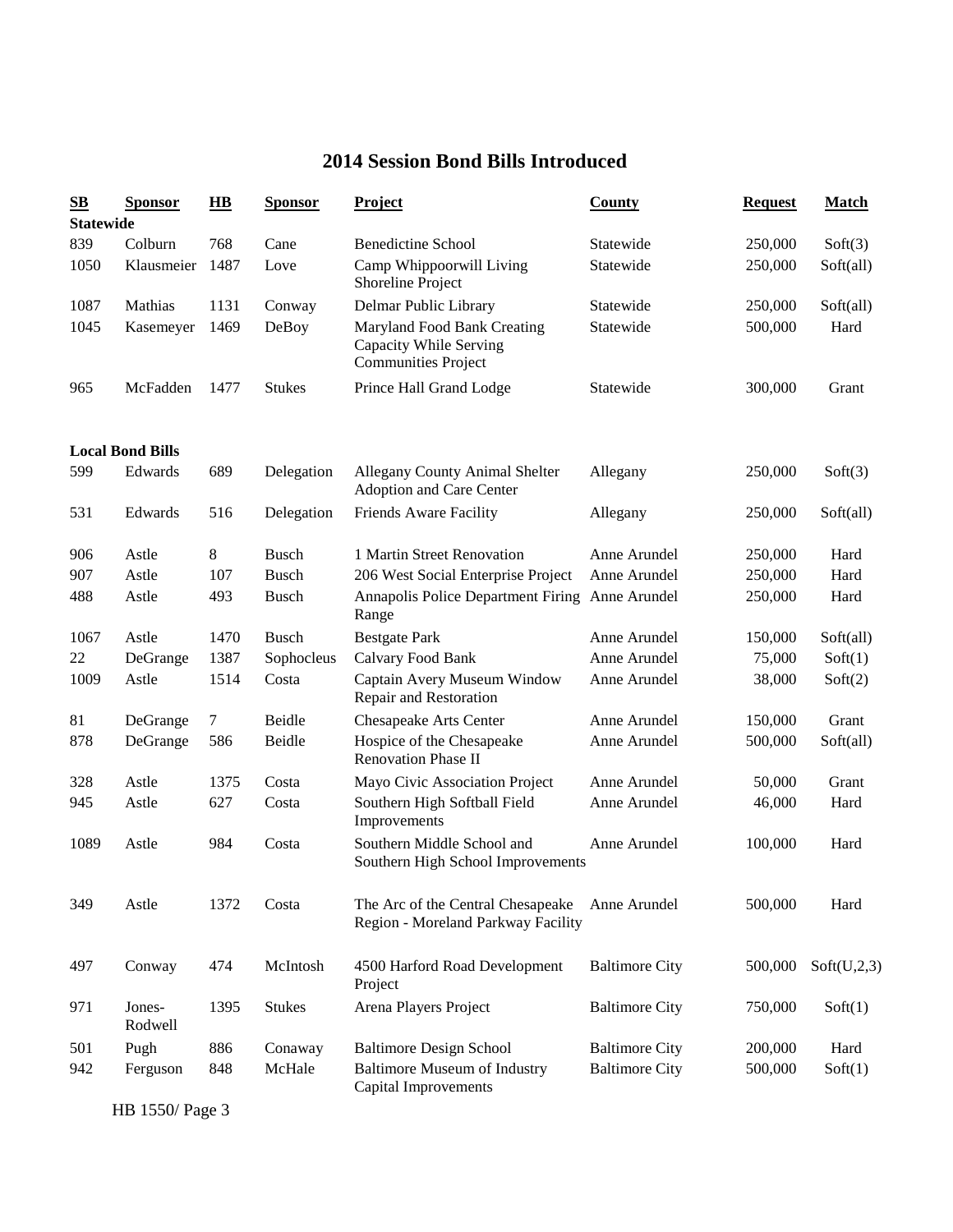# 2014 Session Bond Bills Introduced

| SB | Sponsor | HB | Sponsor | Project | County | Request | Match |
|---|---|---|---|---|---|---|---|
| **Statewide** | | | | | | | |
| 839 | Colburn | 768 | Cane | Benedictine School | Statewide | 250,000 | Soft(3) |
| 1050 | Klausmeier | 1487 | Love | Camp Whippoorwill Living Shoreline Project | Statewide | 250,000 | Soft(all) |
| 1087 | Mathias | 1131 | Conway | Delmar Public Library | Statewide | 250,000 | Soft(all) |
| 1045 | Kasemeyer | 1469 | DeBoy | Maryland Food Bank Creating Capacity While Serving Communities Project | Statewide | 500,000 | Hard |
| 965 | McFadden | 1477 | Stukes | Prince Hall Grand Lodge | Statewide | 300,000 | Grant |
| **Local Bond Bills** | | | | | | | |
| 599 | Edwards | 689 | Delegation | Allegany County Animal Shelter Adoption and Care Center | Allegany | 250,000 | Soft(3) |
| 531 | Edwards | 516 | Delegation | Friends Aware Facility | Allegany | 250,000 | Soft(all) |
| 906 | Astle | 8 | Busch | 1 Martin Street Renovation | Anne Arundel | 250,000 | Hard |
| 907 | Astle | 107 | Busch | 206 West Social Enterprise Project | Anne Arundel | 250,000 | Hard |
| 488 | Astle | 493 | Busch | Annapolis Police Department Firing Range | Anne Arundel | 250,000 | Hard |
| 1067 | Astle | 1470 | Busch | Bestgate Park | Anne Arundel | 150,000 | Soft(all) |
| 22 | DeGrange | 1387 | Sophocleus | Calvary Food Bank | Anne Arundel | 75,000 | Soft(1) |
| 1009 | Astle | 1514 | Costa | Captain Avery Museum Window Repair and Restoration | Anne Arundel | 38,000 | Soft(2) |
| 81 | DeGrange | 7 | Beidle | Chesapeake Arts Center | Anne Arundel | 150,000 | Grant |
| 878 | DeGrange | 586 | Beidle | Hospice of the Chesapeake Renovation Phase II | Anne Arundel | 500,000 | Soft(all) |
| 328 | Astle | 1375 | Costa | Mayo Civic Association Project | Anne Arundel | 50,000 | Grant |
| 945 | Astle | 627 | Costa | Southern High Softball Field Improvements | Anne Arundel | 46,000 | Hard |
| 1089 | Astle | 984 | Costa | Southern Middle School and Southern High School Improvements | Anne Arundel | 100,000 | Hard |
| 349 | Astle | 1372 | Costa | The Arc of the Central Chesapeake Region - Moreland Parkway Facility | Anne Arundel | 500,000 | Hard |
| 497 | Conway | 474 | McIntosh | 4500 Harford Road Development Project | Baltimore City | 500,000 | Soft(U,2,3) |
| 971 | Jones-Rodwell | 1395 | Stukes | Arena Players Project | Baltimore City | 750,000 | Soft(1) |
| 501 | Pugh | 886 | Conaway | Baltimore Design School | Baltimore City | 200,000 | Hard |
| 942 | Ferguson | 848 | McHale | Baltimore Museum of Industry Capital Improvements | Baltimore City | 500,000 | Soft(1) |

HB 1550/ Page 3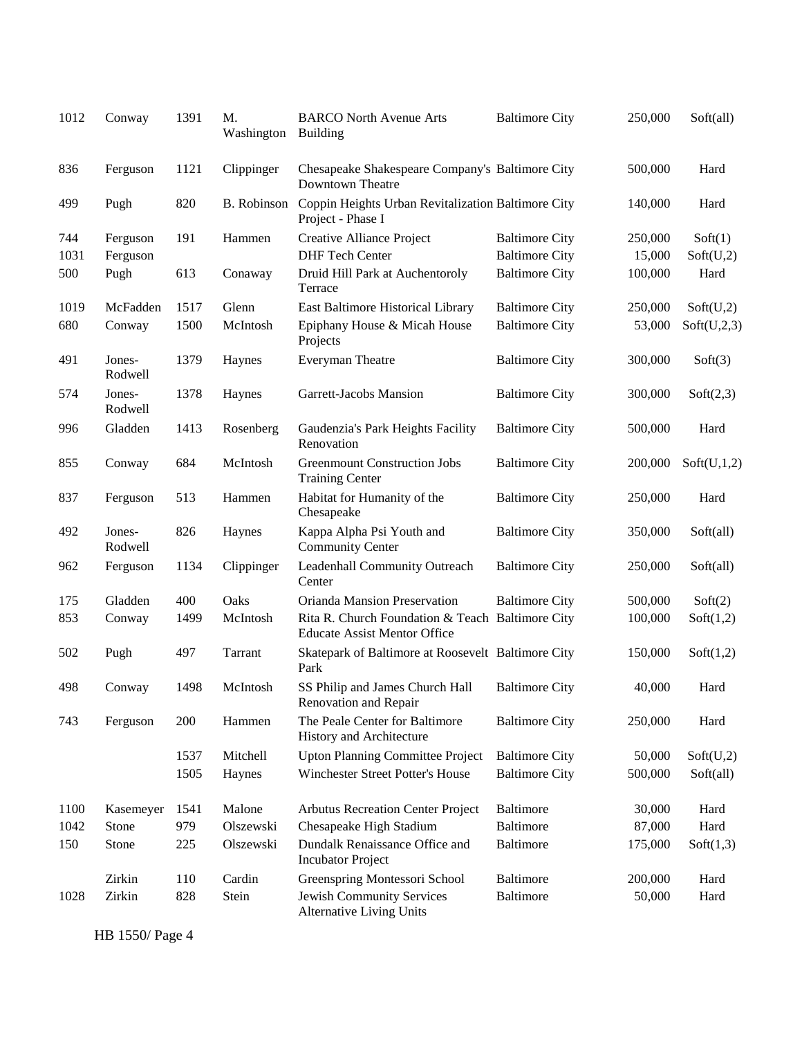| | | | | | | | |
|---|---|---|---|---|---|---|---|
| 1012 | Conway | 1391 | M. Washington | BARCO North Avenue Arts Building | Baltimore City | 250,000 | Soft(all) |
| 836 | Ferguson | 1121 | Clippinger | Chesapeake Shakespeare Company's Downtown Theatre | Baltimore City | 500,000 | Hard |
| 499 | Pugh | 820 | B. Robinson | Coppin Heights Urban Revitalization Project - Phase I | Baltimore City | 140,000 | Hard |
| 744 | Ferguson | 191 | Hammen | Creative Alliance Project | Baltimore City | 250,000 | Soft(1) |
| 1031 | Ferguson | | | DHF Tech Center | Baltimore City | 15,000 | Soft(U,2) |
| 500 | Pugh | 613 | Conaway | Druid Hill Park at Auchentoroly Terrace | Baltimore City | 100,000 | Hard |
| 1019 | McFadden | 1517 | Glenn | East Baltimore Historical Library | Baltimore City | 250,000 | Soft(U,2) |
| 680 | Conway | 1500 | McIntosh | Epiphany House & Micah House Projects | Baltimore City | 53,000 | Soft(U,2,3) |
| 491 | Jones-Rodwell | 1379 | Haynes | Everyman Theatre | Baltimore City | 300,000 | Soft(3) |
| 574 | Jones-Rodwell | 1378 | Haynes | Garrett-Jacobs Mansion | Baltimore City | 300,000 | Soft(2,3) |
| 996 | Gladden | 1413 | Rosenberg | Gaudenzia's Park Heights Facility Renovation | Baltimore City | 500,000 | Hard |
| 855 | Conway | 684 | McIntosh | Greenmount Construction Jobs Training Center | Baltimore City | 200,000 | Soft(U,1,2) |
| 837 | Ferguson | 513 | Hammen | Habitat for Humanity of the Chesapeake | Baltimore City | 250,000 | Hard |
| 492 | Jones-Rodwell | 826 | Haynes | Kappa Alpha Psi Youth and Community Center | Baltimore City | 350,000 | Soft(all) |
| 962 | Ferguson | 1134 | Clippinger | Leadenhall Community Outreach Center | Baltimore City | 250,000 | Soft(all) |
| 175 | Gladden | 400 | Oaks | Orianda Mansion Preservation | Baltimore City | 500,000 | Soft(2) |
| 853 | Conway | 1499 | McIntosh | Rita R. Church Foundation & Teach Educate Assist Mentor Office | Baltimore City | 100,000 | Soft(1,2) |
| 502 | Pugh | 497 | Tarrant | Skatepark of Baltimore at Roosevelt Park | Baltimore City | 150,000 | Soft(1,2) |
| 498 | Conway | 1498 | McIntosh | SS Philip and James Church Hall Renovation and Repair | Baltimore City | 40,000 | Hard |
| 743 | Ferguson | 200 | Hammen | The Peale Center for Baltimore History and Architecture | Baltimore City | 250,000 | Hard |
| | | 1537 | Mitchell | Upton Planning Committee Project | Baltimore City | 50,000 | Soft(U,2) |
| | | 1505 | Haynes | Winchester Street Potter's House | Baltimore City | 500,000 | Soft(all) |
| 1100 | Kasemeyer | 1541 | Malone | Arbutus Recreation Center Project | Baltimore | 30,000 | Hard |
| 1042 | Stone | 979 | Olszewski | Chesapeake High Stadium | Baltimore | 87,000 | Hard |
| 150 | Stone | 225 | Olszewski | Dundalk Renaissance Office and Incubator Project | Baltimore | 175,000 | Soft(1,3) |
| | Zirkin | 110 | Cardin | Greenspring Montessori School | Baltimore | 200,000 | Hard |
| 1028 | Zirkin | 828 | Stein | Jewish Community Services Alternative Living Units | Baltimore | 50,000 | Hard |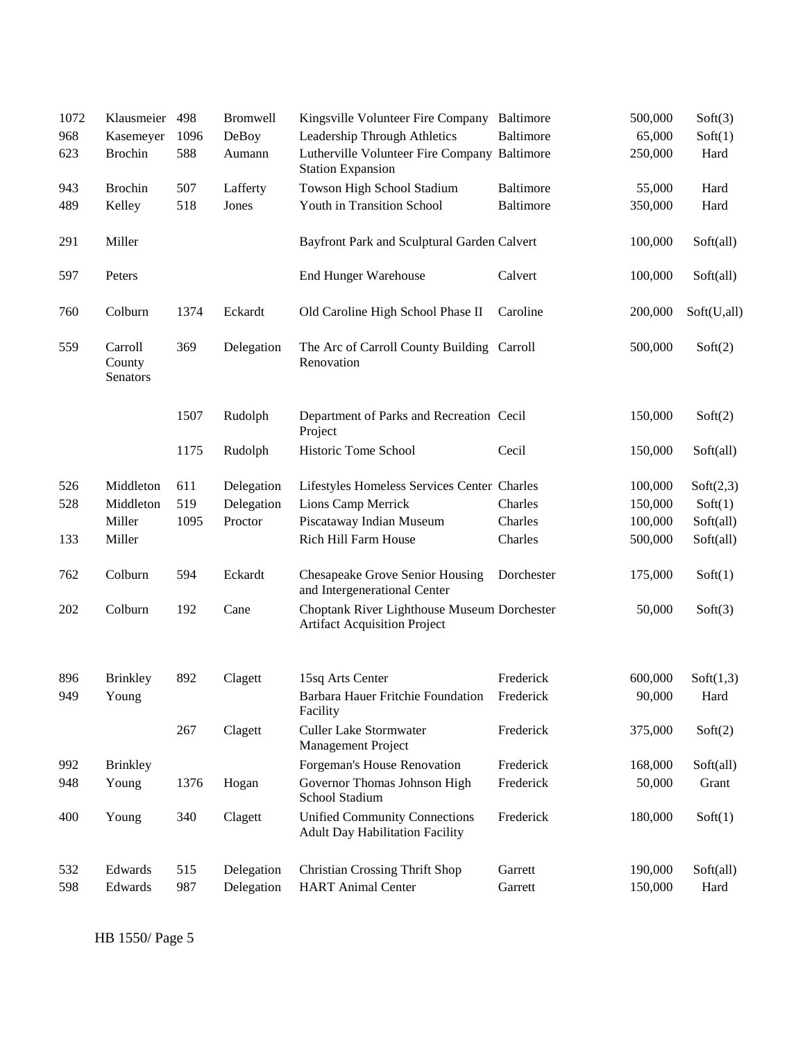| | | | | | | | |
|---|---|---|---|---|---|---|---|
| 1072 | Klausmeier | 498 | Bromwell | Kingsville Volunteer Fire Company | Baltimore | 500,000 | Soft(3) |
| 968 | Kasemeyer | 1096 | DeBoy | Leadership Through Athletics | Baltimore | 65,000 | Soft(1) |
| 623 | Brochin | 588 | Aumann | Lutherville Volunteer Fire Company Station Expansion | Baltimore | 250,000 | Hard |
| 943 | Brochin | 507 | Lafferty | Towson High School Stadium | Baltimore | 55,000 | Hard |
| 489 | Kelley | 518 | Jones | Youth in Transition School | Baltimore | 350,000 | Hard |
| 291 | Miller | | | Bayfront Park and Sculptural Garden | Calvert | 100,000 | Soft(all) |
| 597 | Peters | | | End Hunger Warehouse | Calvert | 100,000 | Soft(all) |
| 760 | Colburn | 1374 | Eckardt | Old Caroline High School Phase II | Caroline | 200,000 | Soft(U,all) |
| 559 | Carroll County Senators | 369 | Delegation | The Arc of Carroll County Building Renovation | Carroll | 500,000 | Soft(2) |
| | | 1507 | Rudolph | Department of Parks and Recreation Project | Cecil | 150,000 | Soft(2) |
| | | 1175 | Rudolph | Historic Tome School | Cecil | 150,000 | Soft(all) |
| 526 | Middleton | 611 | Delegation | Lifestyles Homeless Services Center | Charles | 100,000 | Soft(2,3) |
| 528 | Middleton | 519 | Delegation | Lions Camp Merrick | Charles | 150,000 | Soft(1) |
| | Miller | 1095 | Proctor | Piscataway Indian Museum | Charles | 100,000 | Soft(all) |
| 133 | Miller | | | Rich Hill Farm House | Charles | 500,000 | Soft(all) |
| 762 | Colburn | 594 | Eckardt | Chesapeake Grove Senior Housing and Intergenerational Center | Dorchester | 175,000 | Soft(1) |
| 202 | Colburn | 192 | Cane | Choptank River Lighthouse Museum Artifact Acquisition Project | Dorchester | 50,000 | Soft(3) |
| 896 | Brinkley | 892 | Clagett | 15sq Arts Center | Frederick | 600,000 | Soft(1,3) |
| 949 | Young | | | Barbara Hauer Fritchie Foundation Facility | Frederick | 90,000 | Hard |
| | | 267 | Clagett | Culler Lake Stormwater Management Project | Frederick | 375,000 | Soft(2) |
| 992 | Brinkley | | | Forgeman's House Renovation | Frederick | 168,000 | Soft(all) |
| 948 | Young | 1376 | Hogan | Governor Thomas Johnson High School Stadium | Frederick | 50,000 | Grant |
| 400 | Young | 340 | Clagett | Unified Community Connections Adult Day Habilitation Facility | Frederick | 180,000 | Soft(1) |
| 532 | Edwards | 515 | Delegation | Christian Crossing Thrift Shop | Garrett | 190,000 | Soft(all) |
| 598 | Edwards | 987 | Delegation | HART Animal Center | Garrett | 150,000 | Hard |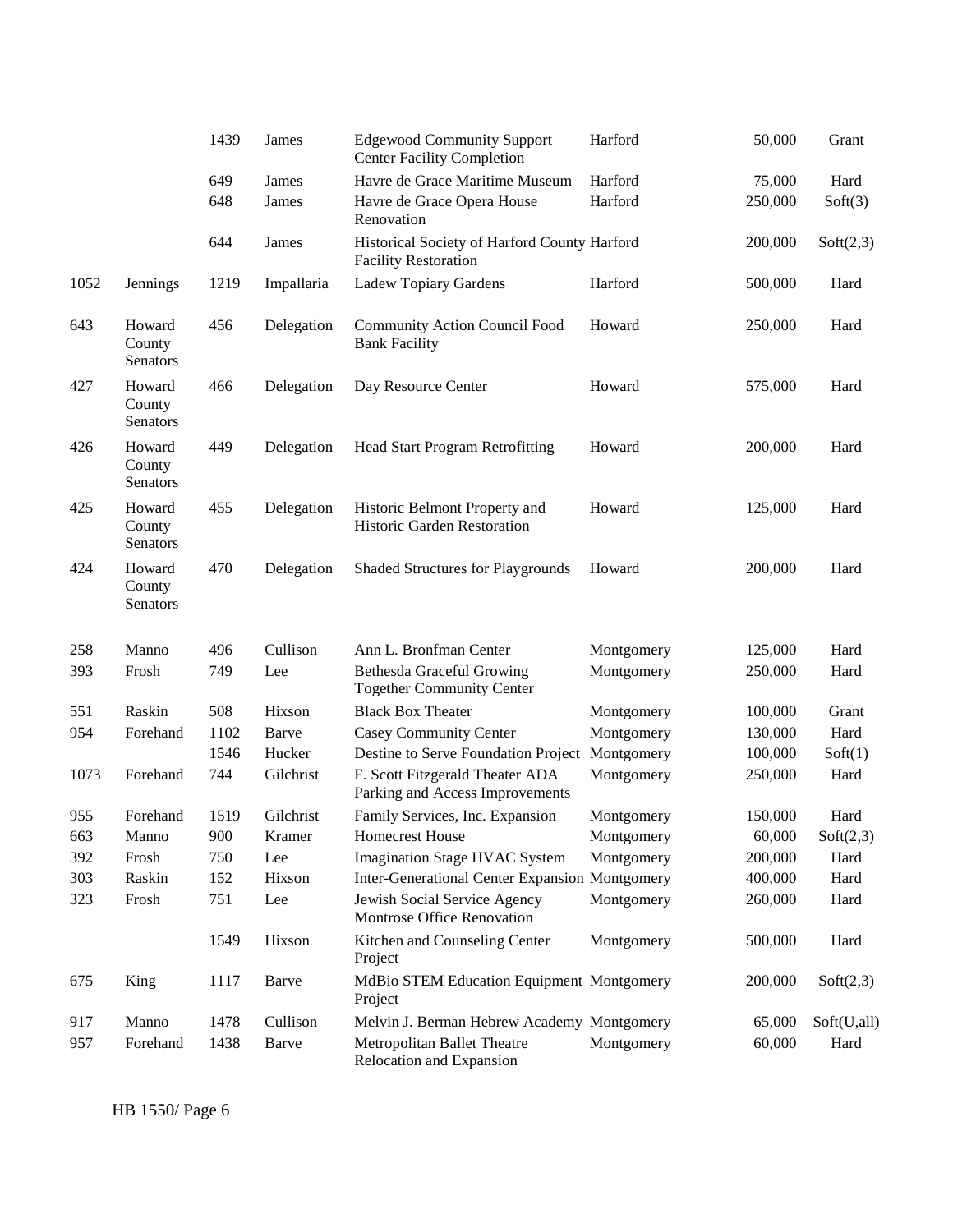| | | | | | | | |
|---|---|---|---|---|---|---|---|
| | | 1439 | James | Edgewood Community Support Center Facility Completion | Harford | 50,000 | Grant |
| | | 649 | James | Havre de Grace Maritime Museum | Harford | 75,000 | Hard |
| | | 648 | James | Havre de Grace Opera House Renovation | Harford | 250,000 | Soft(3) |
| | | 644 | James | Historical Society of Harford County Facility Restoration | Harford | 200,000 | Soft(2,3) |
| 1052 | Jennings | 1219 | Impallaria | Ladew Topiary Gardens | Harford | 500,000 | Hard |
| 643 | Howard County Senators | 456 | Delegation | Community Action Council Food Bank Facility | Howard | 250,000 | Hard |
| 427 | Howard County Senators | 466 | Delegation | Day Resource Center | Howard | 575,000 | Hard |
| 426 | Howard County Senators | 449 | Delegation | Head Start Program Retrofitting | Howard | 200,000 | Hard |
| 425 | Howard County Senators | 455 | Delegation | Historic Belmont Property and Historic Garden Restoration | Howard | 125,000 | Hard |
| 424 | Howard County Senators | 470 | Delegation | Shaded Structures for Playgrounds | Howard | 200,000 | Hard |
| 258 | Manno | 496 | Cullison | Ann L. Bronfman Center | Montgomery | 125,000 | Hard |
| 393 | Frosh | 749 | Lee | Bethesda Graceful Growing Together Community Center | Montgomery | 250,000 | Hard |
| 551 | Raskin | 508 | Hixson | Black Box Theater | Montgomery | 100,000 | Grant |
| 954 | Forehand | 1102 | Barve | Casey Community Center | Montgomery | 130,000 | Hard |
| | | 1546 | Hucker | Destine to Serve Foundation Project | Montgomery | 100,000 | Soft(1) |
| 1073 | Forehand | 744 | Gilchrist | F. Scott Fitzgerald Theater ADA Parking and Access Improvements | Montgomery | 250,000 | Hard |
| 955 | Forehand | 1519 | Gilchrist | Family Services, Inc. Expansion | Montgomery | 150,000 | Hard |
| 663 | Manno | 900 | Kramer | Homecrest House | Montgomery | 60,000 | Soft(2,3) |
| 392 | Frosh | 750 | Lee | Imagination Stage HVAC System | Montgomery | 200,000 | Hard |
| 303 | Raskin | 152 | Hixson | Inter-Generational Center Expansion | Montgomery | 400,000 | Hard |
| 323 | Frosh | 751 | Lee | Jewish Social Service Agency Montrose Office Renovation | Montgomery | 260,000 | Hard |
| | | 1549 | Hixson | Kitchen and Counseling Center Project | Montgomery | 500,000 | Hard |
| 675 | King | 1117 | Barve | MdBio STEM Education Equipment Project | Montgomery | 200,000 | Soft(2,3) |
| 917 | Manno | 1478 | Cullison | Melvin J. Berman Hebrew Academy | Montgomery | 65,000 | Soft(U,all) |
| 957 | Forehand | 1438 | Barve | Metropolitan Ballet Theatre Relocation and Expansion | Montgomery | 60,000 | Hard |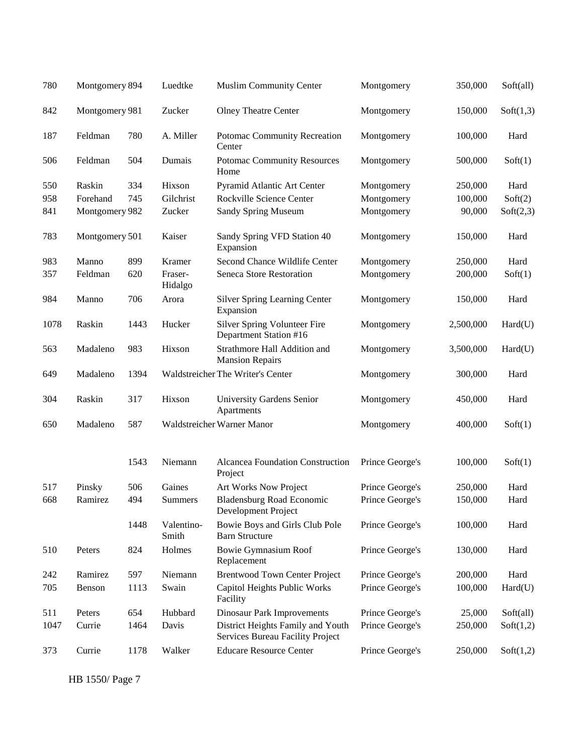| | | | | | | | |
|---|---|---|---|---|---|---|---|
| 780 | Montgomery | 894 | Luedtke | Muslim Community Center | Montgomery | 350,000 | Soft(all) |
| 842 | Montgomery | 981 | Zucker | Olney Theatre Center | Montgomery | 150,000 | Soft(1,3) |
| 187 | Feldman | 780 | A. Miller | Potomac Community Recreation Center | Montgomery | 100,000 | Hard |
| 506 | Feldman | 504 | Dumais | Potomac Community Resources Home | Montgomery | 500,000 | Soft(1) |
| 550 | Raskin | 334 | Hixson | Pyramid Atlantic Art Center | Montgomery | 250,000 | Hard |
| 958 | Forehand | 745 | Gilchrist | Rockville Science Center | Montgomery | 100,000 | Soft(2) |
| 841 | Montgomery | 982 | Zucker | Sandy Spring Museum | Montgomery | 90,000 | Soft(2,3) |
| 783 | Montgomery | 501 | Kaiser | Sandy Spring VFD Station 40 Expansion | Montgomery | 150,000 | Hard |
| 983 | Manno | 899 | Kramer | Second Chance Wildlife Center | Montgomery | 250,000 | Hard |
| 357 | Feldman | 620 | Fraser-Hidalgo | Seneca Store Restoration | Montgomery | 200,000 | Soft(1) |
| 984 | Manno | 706 | Arora | Silver Spring Learning Center Expansion | Montgomery | 150,000 | Hard |
| 1078 | Raskin | 1443 | Hucker | Silver Spring Volunteer Fire Department Station #16 | Montgomery | 2,500,000 | Hard(U) |
| 563 | Madaleno | 983 | Hixson | Strathmore Hall Addition and Mansion Repairs | Montgomery | 3,500,000 | Hard(U) |
| 649 | Madaleno | 1394 | Waldstreicher | The Writer's Center | Montgomery | 300,000 | Hard |
| 304 | Raskin | 317 | Hixson | University Gardens Senior Apartments | Montgomery | 450,000 | Hard |
| 650 | Madaleno | 587 | Waldstreicher | Warner Manor | Montgomery | 400,000 | Soft(1) |
| | | 1543 | Niemann | Alcancea Foundation Construction Project | Prince George's | 100,000 | Soft(1) |
| 517 | Pinsky | 506 | Gaines | Art Works Now Project | Prince George's | 250,000 | Hard |
| 668 | Ramirez | 494 | Summers | Bladensburg Road Economic Development Project | Prince George's | 150,000 | Hard |
| | | 1448 | Valentino-Smith | Bowie Boys and Girls Club Pole Barn Structure | Prince George's | 100,000 | Hard |
| 510 | Peters | 824 | Holmes | Bowie Gymnasium Roof Replacement | Prince George's | 130,000 | Hard |
| 242 | Ramirez | 597 | Niemann | Brentwood Town Center Project | Prince George's | 200,000 | Hard |
| 705 | Benson | 1113 | Swain | Capitol Heights Public Works Facility | Prince George's | 100,000 | Hard(U) |
| 511 | Peters | 654 | Hubbard | Dinosaur Park Improvements | Prince George's | 25,000 | Soft(all) |
| 1047 | Currie | 1464 | Davis | District Heights Family and Youth Services Bureau Facility Project | Prince George's | 250,000 | Soft(1,2) |
| 373 | Currie | 1178 | Walker | Educare Resource Center | Prince George's | 250,000 | Soft(1,2) |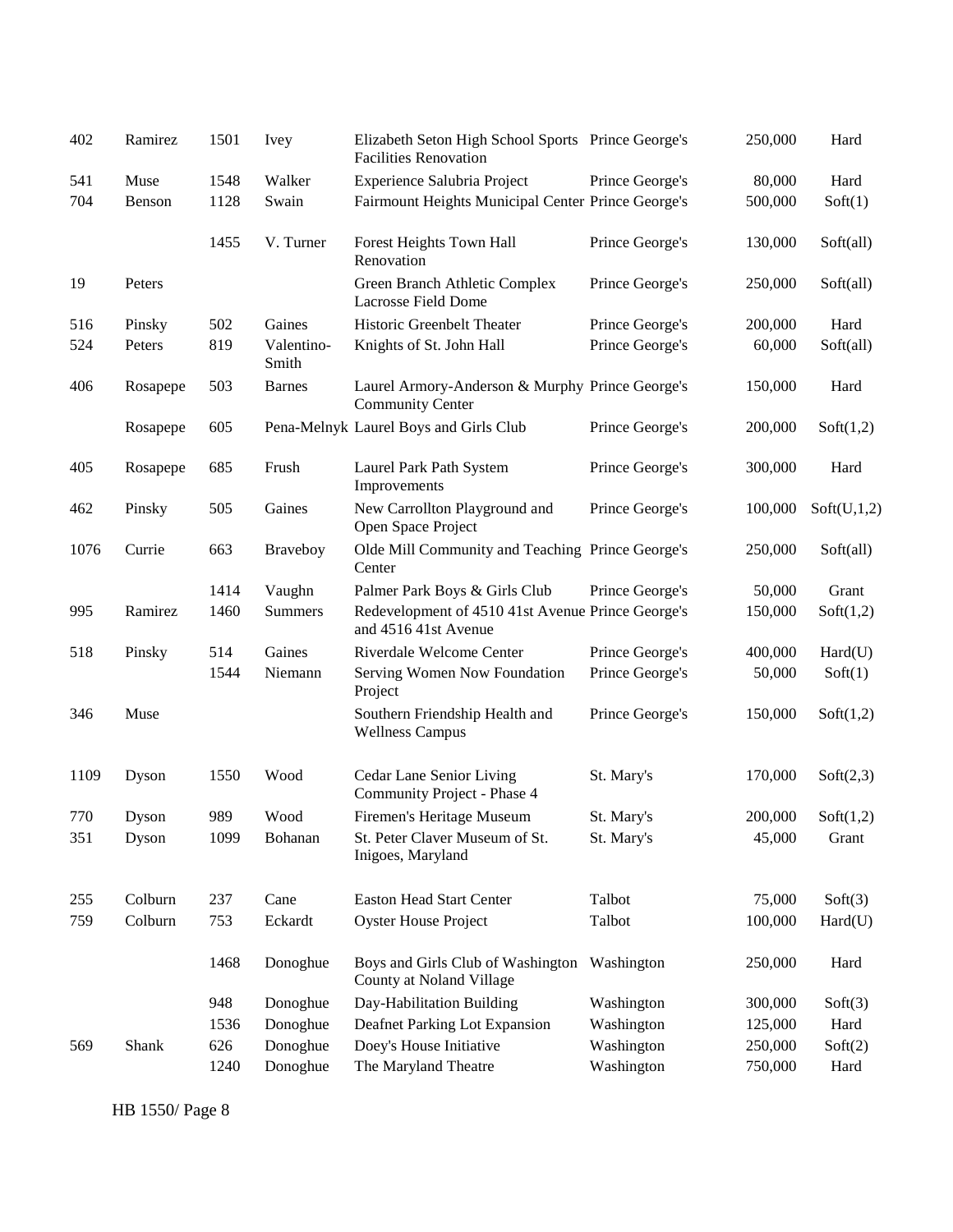| | | | | | | | |
|---|---|---|---|---|---|---|---|
| 402 | Ramirez | 1501 | Ivey | Elizabeth Seton High School Sports Facilities Renovation | Prince George's | 250,000 | Hard |
| 541 | Muse | 1548 | Walker | Experience Salubria Project | Prince George's | 80,000 | Hard |
| 704 | Benson | 1128 | Swain | Fairmount Heights Municipal Center | Prince George's | 500,000 | Soft(1) |
| | | 1455 | V. Turner | Forest Heights Town Hall Renovation | Prince George's | 130,000 | Soft(all) |
| 19 | Peters | | | Green Branch Athletic Complex Lacrosse Field Dome | Prince George's | 250,000 | Soft(all) |
| 516 | Pinsky | 502 | Gaines | Historic Greenbelt Theater | Prince George's | 200,000 | Hard |
| 524 | Peters | 819 | Valentino-Smith | Knights of St. John Hall | Prince George's | 60,000 | Soft(all) |
| 406 | Rosapepe | 503 | Barnes | Laurel Armory-Anderson & Murphy Community Center | Prince George's | 150,000 | Hard |
| | Rosapepe | 605 | Pena-Melnyk | Laurel Boys and Girls Club | Prince George's | 200,000 | Soft(1,2) |
| 405 | Rosapepe | 685 | Frush | Laurel Park Path System Improvements | Prince George's | 300,000 | Hard |
| 462 | Pinsky | 505 | Gaines | New Carrollton Playground and Open Space Project | Prince George's | 100,000 | Soft(U,1,2) |
| 1076 | Currie | 663 | Braveboy | Olde Mill Community and Teaching Center | Prince George's | 250,000 | Soft(all) |
| | | 1414 | Vaughn | Palmer Park Boys & Girls Club | Prince George's | 50,000 | Grant |
| 995 | Ramirez | 1460 | Summers | Redevelopment of 4510 41st Avenue and 4516 41st Avenue | Prince George's | 150,000 | Soft(1,2) |
| 518 | Pinsky | 514 | Gaines | Riverdale Welcome Center | Prince George's | 400,000 | Hard(U) |
| | | 1544 | Niemann | Serving Women Now Foundation Project | Prince George's | 50,000 | Soft(1) |
| 346 | Muse | | | Southern Friendship Health and Wellness Campus | Prince George's | 150,000 | Soft(1,2) |
| 1109 | Dyson | 1550 | Wood | Cedar Lane Senior Living Community Project - Phase 4 | St. Mary's | 170,000 | Soft(2,3) |
| 770 | Dyson | 989 | Wood | Firemen's Heritage Museum | St. Mary's | 200,000 | Soft(1,2) |
| 351 | Dyson | 1099 | Bohanan | St. Peter Claver Museum of St. Inigoes, Maryland | St. Mary's | 45,000 | Grant |
| 255 | Colburn | 237 | Cane | Easton Head Start Center | Talbot | 75,000 | Soft(3) |
| 759 | Colburn | 753 | Eckardt | Oyster House Project | Talbot | 100,000 | Hard(U) |
| | | 1468 | Donoghue | Boys and Girls Club of Washington County at Noland Village | Washington | 250,000 | Hard |
| | | 948 | Donoghue | Day-Habilitation Building | Washington | 300,000 | Soft(3) |
| | | 1536 | Donoghue | Deafnet Parking Lot Expansion | Washington | 125,000 | Hard |
| 569 | Shank | 626 | Donoghue | Doey's House Initiative | Washington | 250,000 | Soft(2) |
| | | 1240 | Donoghue | The Maryland Theatre | Washington | 750,000 | Hard |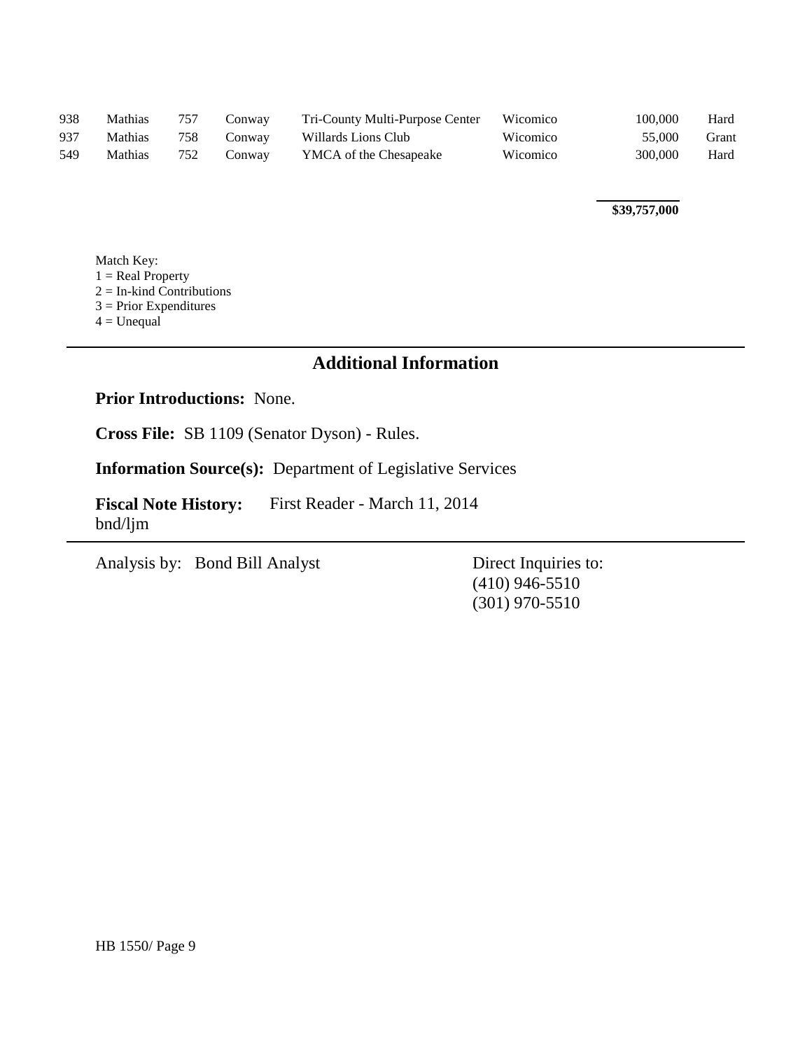| | | | | | | | |
|---|---|---|---|---|---|---|---|
| 938 | Mathias | 757 | Conway | Tri-County Multi-Purpose Center | Wicomico | 100,000 | Hard |
| 937 | Mathias | 758 | Conway | Willards Lions Club | Wicomico | 55,000 | Grant |
| 549 | Mathias | 752 | Conway | YMCA of the Chesapeake | Wicomico | 300,000 | Hard |
| | | | | | | **$39,757,000** | |

Match Key:
1 = Real Property
2 = In-kind Contributions
3 = Prior Expenditures
4 = Unequal

## Additional Information

**Prior Introductions:** None.

**Cross File:** SB 1109 (Senator Dyson) - Rules.

**Information Source(s):** Department of Legislative Services

**Fiscal Note History:** First Reader - March 11, 2014
bnd/ljm

Analysis by: Bond Bill Analyst

Direct Inquiries to:
(410) 946-5510
(301) 970-5510